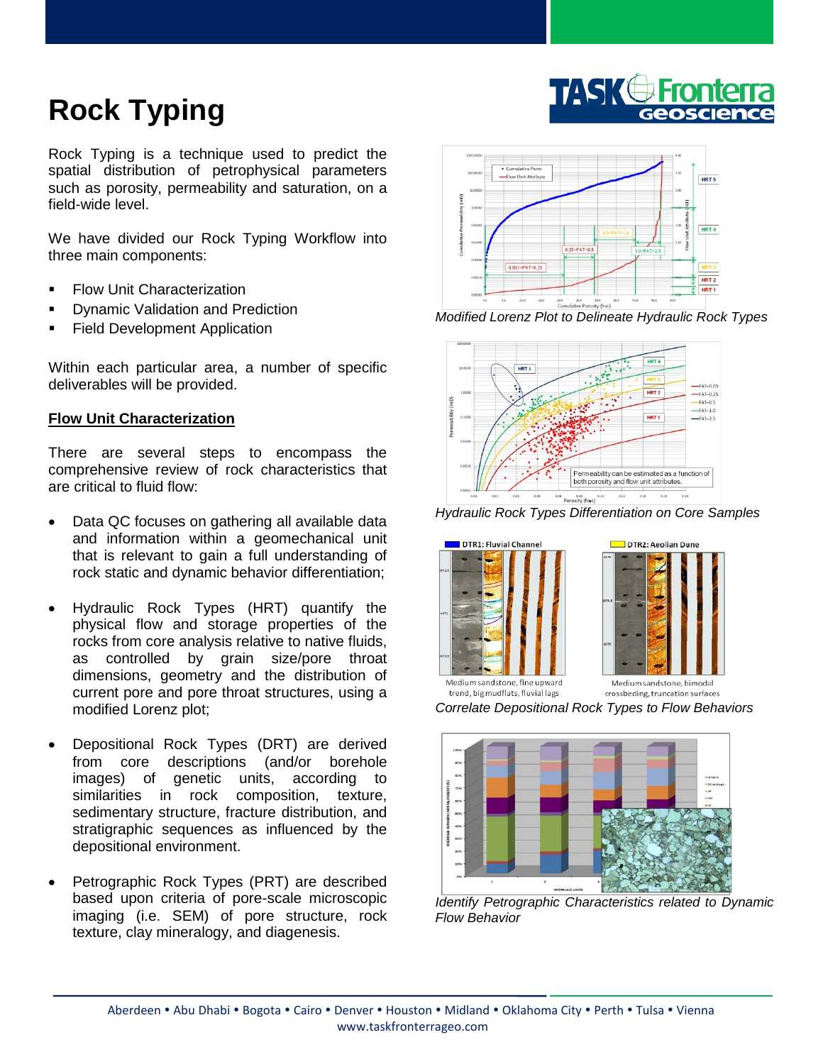# Rock Typing

Rock Typing is a technique used to predict the spatial distribution of petrophysical parameters such as porosity, permeability and saturation, on a field-wide level.

We have divided our Rock Typing Workflow into three main components:

- Flow Unit Characterization
- Dynamic Validation and Prediction
- Field Development Application

Within each particular area, a number of specific deliverables will be provided.

## Flow Unit Characterization

There are several steps to encompass the comprehensive review of rock characteristics that are critical to fluid flow:

- Data QC focuses on gathering all available data and information within a geomechanical unit that is relevant to gain a full understanding of rock static and dynamic behavior differentiation;
- Hydraulic Rock Types (HRT) quantify the physical flow and storage properties of the rocks from core analysis relative to native fluids, as controlled by grain size/pore throat dimensions, geometry and the distribution of current pore and pore throat structures, using a modified Lorenz plot;
- Depositional Rock Types (DRT) are derived from core descriptions (and/or borehole images) of genetic units, according to similarities in rock composition, texture, sedimentary structure, fracture distribution, and stratigraphic sequences as influenced by the depositional environment.
- Petrographic Rock Types (PRT) are described based upon criteria of pore-scale microscopic imaging (i.e. SEM) of pore structure, rock texture, clay mineralogy, and diagenesis.

*Modified Lorenz Plot to Delineate Hydraulic Rock Types*

*Hydraulic Rock Types Differentiation on Core Samples*

DTR1: Fluvial Channel — Medium sandstone, fine upward trend, big mudflats, fluvial lags

DTR2: Aeolian Dune — Medium sandstone, bimodal crossbeding, truncation surfaces

*Correlate Depositional Rock Types to Flow Behaviors*

*Identify Petrographic Characteristics related to Dynamic Flow Behavior*

Aberdeen • Abu Dhabi • Bogota • Cairo • Denver • Houston • Midland • Oklahoma City • Perth • Tulsa • Vienna
www.taskfronterrageo.com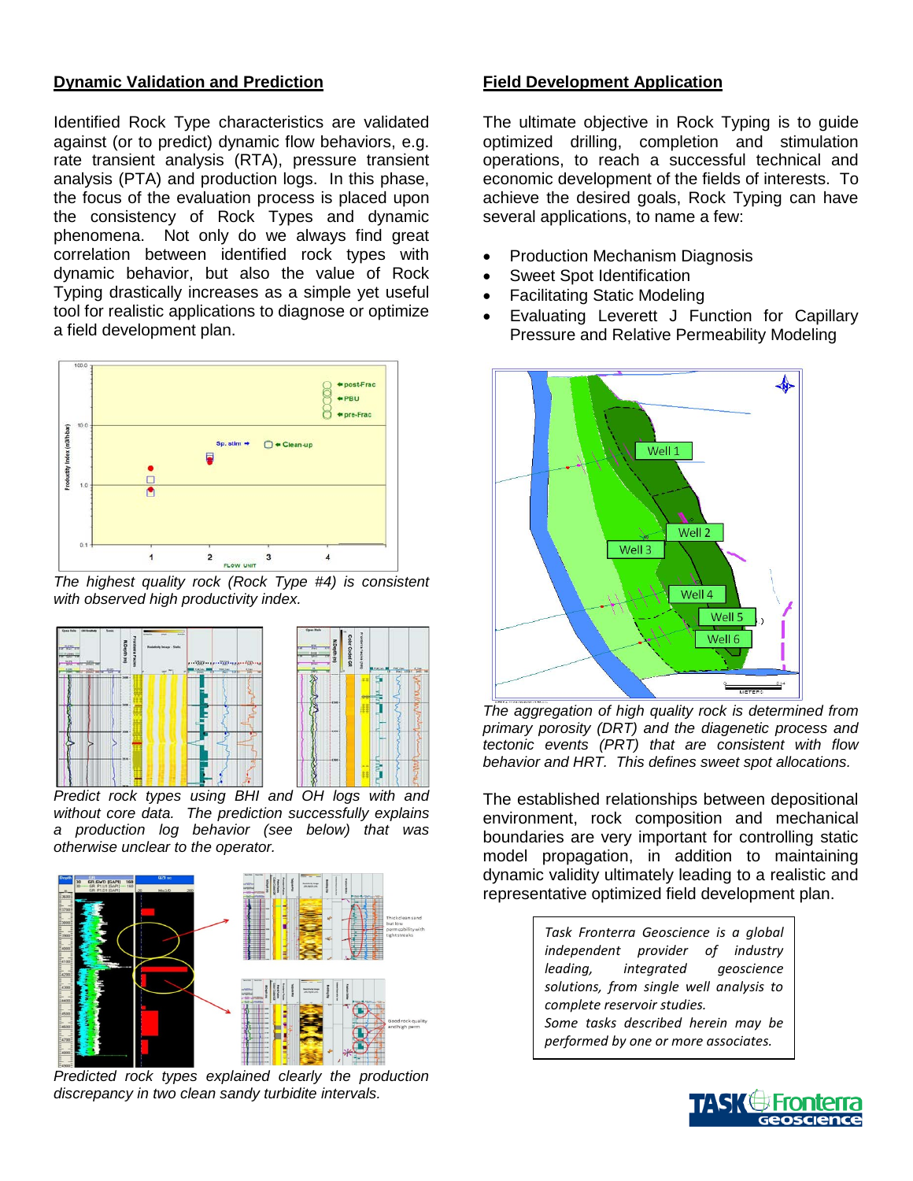## Dynamic Validation and Prediction

Identified Rock Type characteristics are validated against (or to predict) dynamic flow behaviors, e.g. rate transient analysis (RTA), pressure transient analysis (PTA) and production logs. In this phase, the focus of the evaluation process is placed upon the consistency of Rock Types and dynamic phenomena. Not only do we always find great correlation between identified rock types with dynamic behavior, but also the value of Rock Typing drastically increases as a simple yet useful tool for realistic applications to diagnose or optimize a field development plan.

100.0
10.0
1.0
0.1
Productivity Index (m3/h/bar)
post-Frac
PBU
pre-Frac
Sp. stim
Clean-up
1
2
3
4
FLOW UNIT

*The highest quality rock (Rock Type #4) is consistent with observed high productivity index.*

*Predict rock types using BHI and OH logs with and without core data. The prediction successfully explains a production log behavior (see below) that was otherwise unclear to the operator.*

*Predicted rock types explained clearly the production discrepancy in two clean sandy turbidite intervals.*

## Field Development Application

The ultimate objective in Rock Typing is to guide optimized drilling, completion and stimulation operations, to reach a successful technical and economic development of the fields of interests. To achieve the desired goals, Rock Typing can have several applications, to name a few:

- Production Mechanism Diagnosis
- Sweet Spot Identification
- Facilitating Static Modeling
- Evaluating Leverett J Function for Capillary Pressure and Relative Permeability Modeling

Well 1
Well 2
Well 3
Well 4
Well 5
Well 6
METERS

*The aggregation of high quality rock is determined from primary porosity (DRT) and the diagenetic process and tectonic events (PRT) that are consistent with flow behavior and HRT. This defines sweet spot allocations.*

The established relationships between depositional environment, rock composition and mechanical boundaries are very important for controlling static model propagation, in addition to maintaining dynamic validity ultimately leading to a realistic and representative optimized field development plan.

*Task Fronterra Geoscience is a global independent provider of industry leading, integrated geoscience solutions, from single well analysis to complete reservoir studies.*
*Some tasks described herein may be performed by one or more associates.*

TASK Fronterra Geoscience